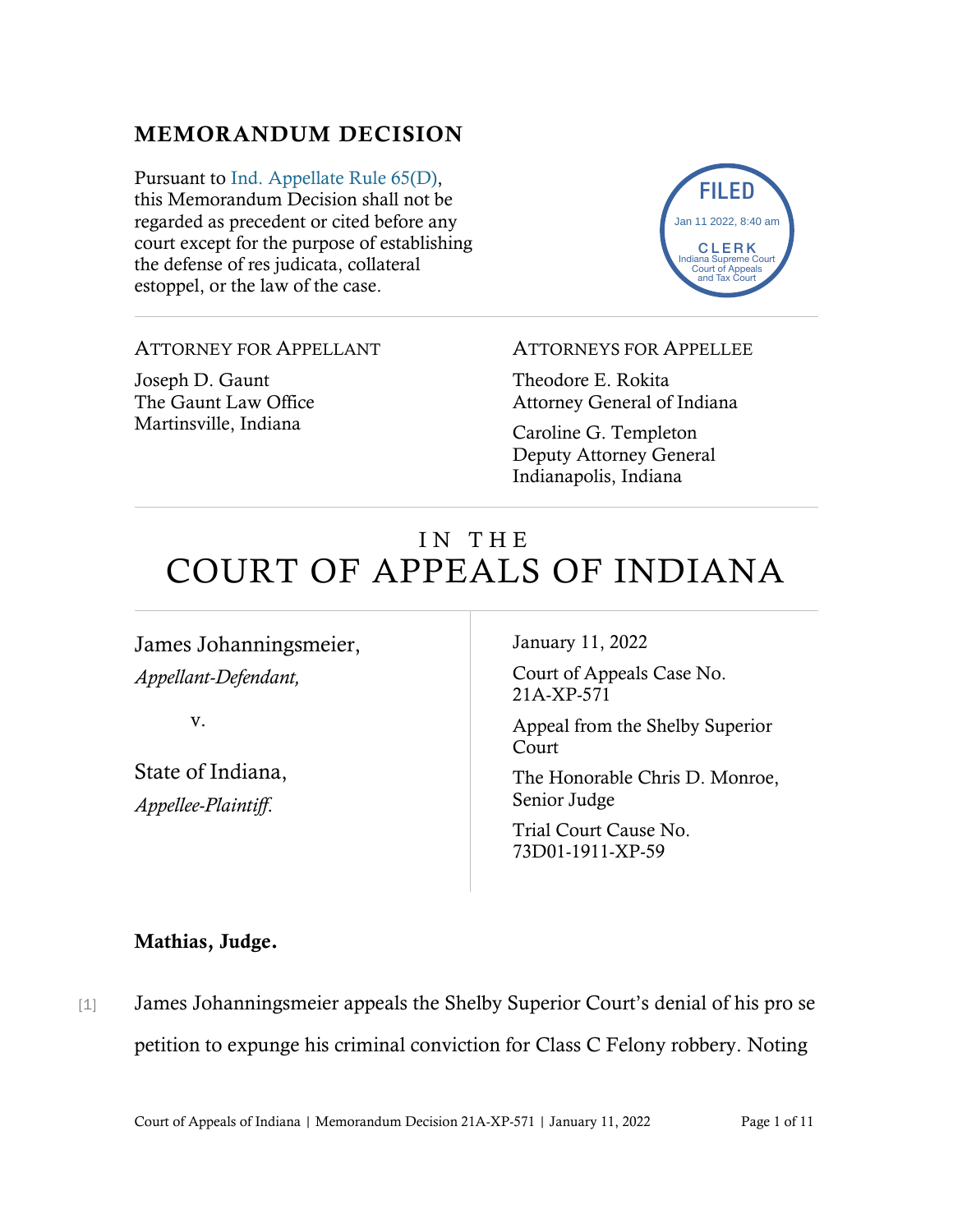## MEMORANDUM DECISION

Pursuant to Ind. Appellate Rule 65(D), this Memorandum Decision shall not be regarded as precedent or cited before any court except for the purpose of establishing the defense of res judicata, collateral estoppel, or the law of the case.

FILED
Jan 11 2022, 8:40 am
CLERK
Indiana Supreme Court
Court of Appeals
and Tax Court

---

ATTORNEY FOR APPELLANT

Joseph D. Gaunt
The Gaunt Law Office
Martinsville, Indiana

ATTORNEYS FOR APPELLEE

Theodore E. Rokita
Attorney General of Indiana

Caroline G. Templeton
Deputy Attorney General
Indianapolis, Indiana

---

# IN THE COURT OF APPEALS OF INDIANA

James Johanningsmeier,
*Appellant-Defendant,*

v.

State of Indiana,
*Appellee-Plaintiff.*

January 11, 2022

Court of Appeals Case No. 21A-XP-571

Appeal from the Shelby Superior Court

The Honorable Chris D. Monroe, Senior Judge

Trial Court Cause No. 73D01-1911-XP-59

**Mathias, Judge.**

[1] James Johanningsmeier appeals the Shelby Superior Court's denial of his pro se petition to expunge his criminal conviction for Class C Felony robbery. Noting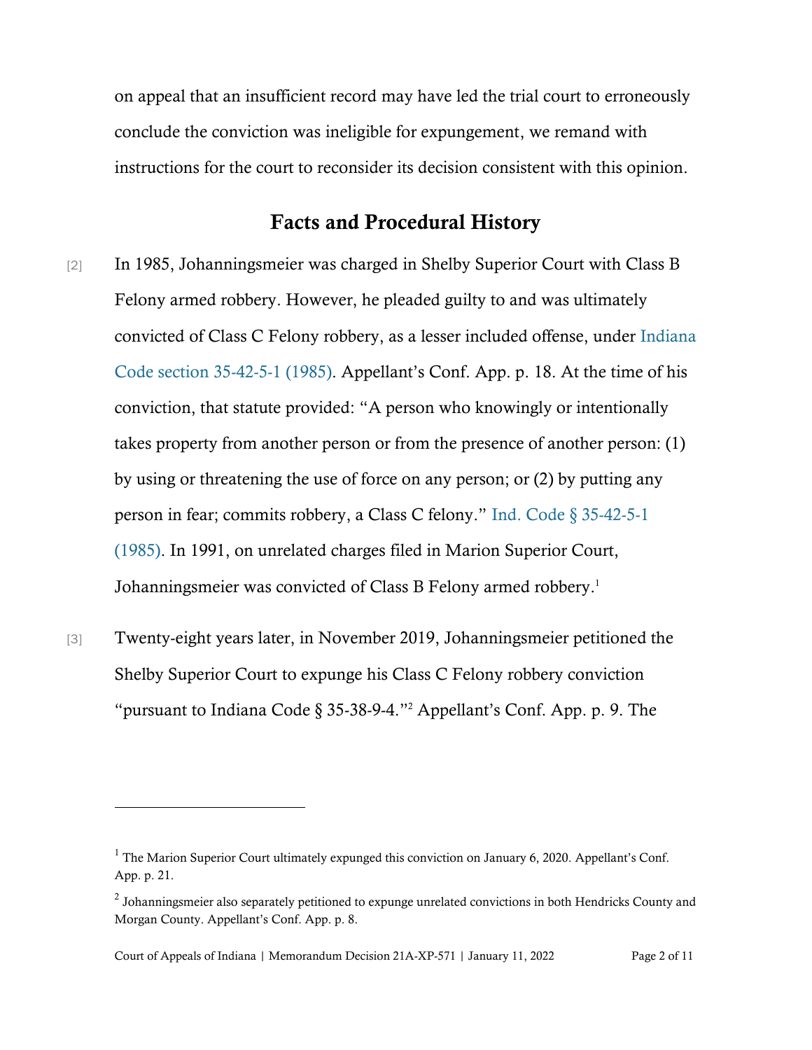on appeal that an insufficient record may have led the trial court to erroneously conclude the conviction was ineligible for expungement, we remand with instructions for the court to reconsider its decision consistent with this opinion.

## Facts and Procedural History

[2] In 1985, Johanningsmeier was charged in Shelby Superior Court with Class B Felony armed robbery. However, he pleaded guilty to and was ultimately convicted of Class C Felony robbery, as a lesser included offense, under Indiana Code section 35-42-5-1 (1985). Appellant's Conf. App. p. 18. At the time of his conviction, that statute provided: "A person who knowingly or intentionally takes property from another person or from the presence of another person: (1) by using or threatening the use of force on any person; or (2) by putting any person in fear; commits robbery, a Class C felony." Ind. Code § 35-42-5-1 (1985). In 1991, on unrelated charges filed in Marion Superior Court, Johanningsmeier was convicted of Class B Felony armed robbery.[1]

[3] Twenty-eight years later, in November 2019, Johanningsmeier petitioned the Shelby Superior Court to expunge his Class C Felony robbery conviction "pursuant to Indiana Code § 35-38-9-4."[2] Appellant's Conf. App. p. 9. The

---

[1] The Marion Superior Court ultimately expunged this conviction on January 6, 2020. Appellant's Conf. App. p. 21.

[2] Johanningsmeier also separately petitioned to expunge unrelated convictions in both Hendricks County and Morgan County. Appellant's Conf. App. p. 8.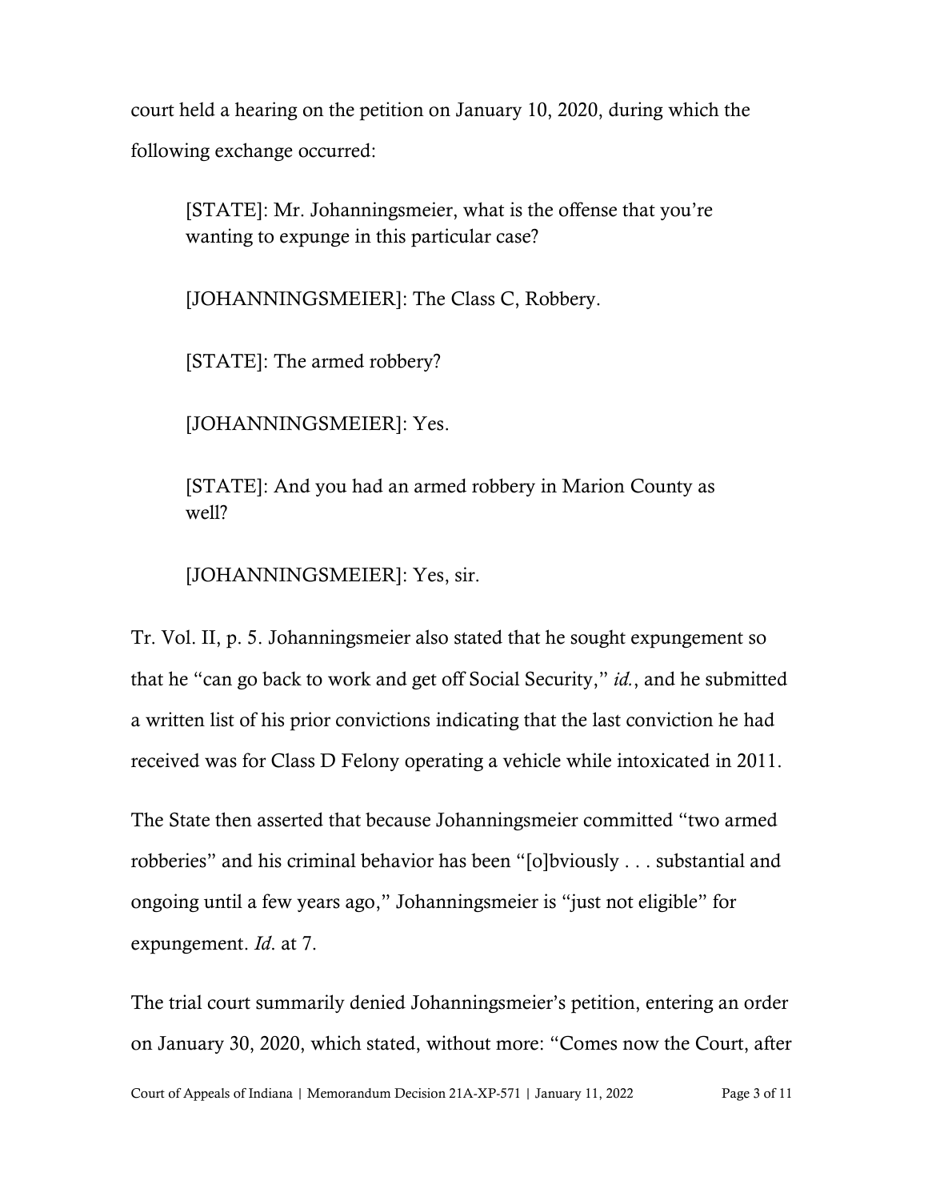court held a hearing on the petition on January 10, 2020, during which the following exchange occurred:

> [STATE]: Mr. Johanningsmeier, what is the offense that you're wanting to expunge in this particular case?
>
> [JOHANNINGSMEIER]: The Class C, Robbery.
>
> [STATE]: The armed robbery?
>
> [JOHANNINGSMEIER]: Yes.
>
> [STATE]: And you had an armed robbery in Marion County as well?
>
> [JOHANNINGSMEIER]: Yes, sir.

Tr. Vol. II, p. 5. Johanningsmeier also stated that he sought expungement so that he "can go back to work and get off Social Security," *id.*, and he submitted a written list of his prior convictions indicating that the last conviction he had received was for Class D Felony operating a vehicle while intoxicated in 2011.

The State then asserted that because Johanningsmeier committed "two armed robberies" and his criminal behavior has been "[o]bviously . . . substantial and ongoing until a few years ago," Johanningsmeier is "just not eligible" for expungement. *Id.* at 7.

The trial court summarily denied Johanningsmeier's petition, entering an order on January 30, 2020, which stated, without more: "Comes now the Court, after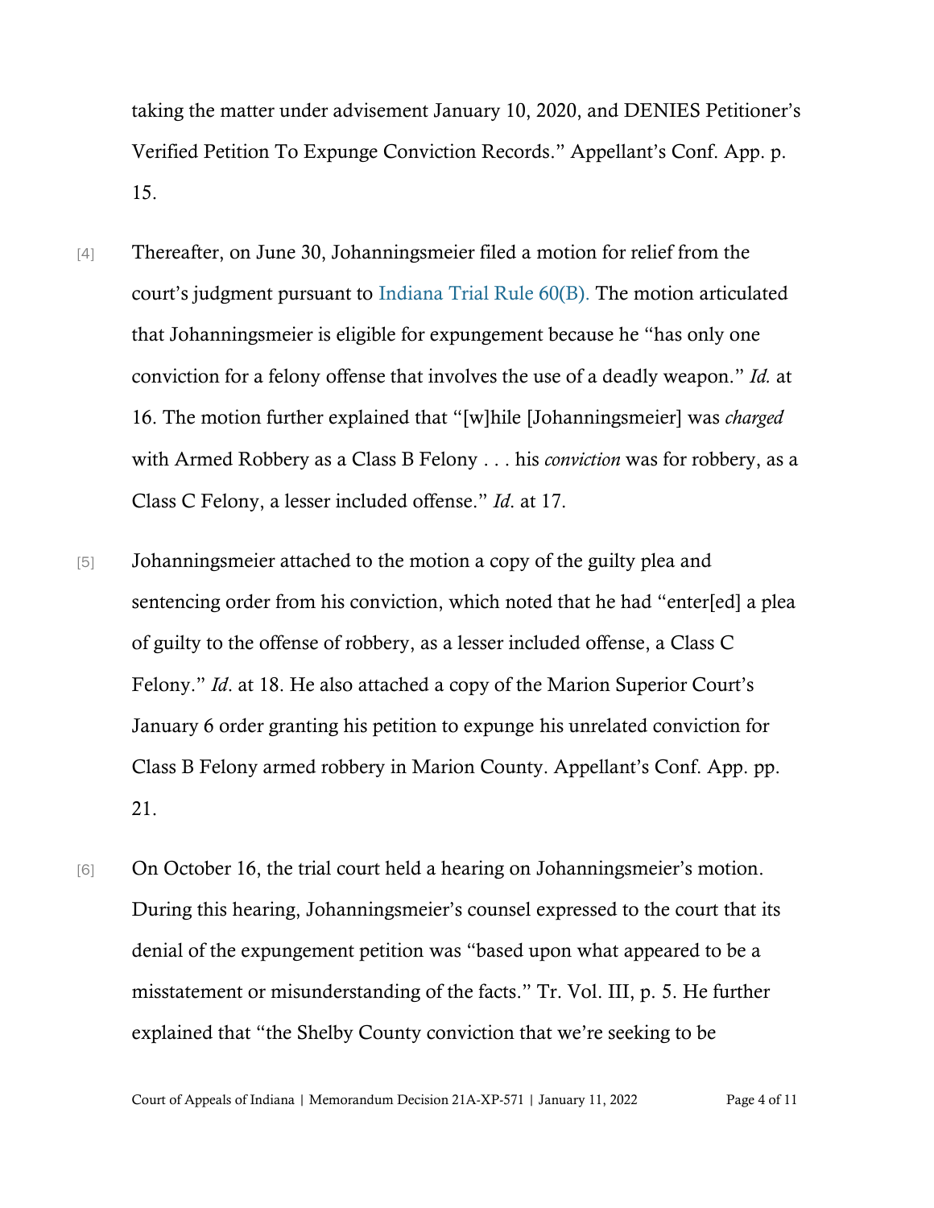taking the matter under advisement January 10, 2020, and DENIES Petitioner's Verified Petition To Expunge Conviction Records." Appellant's Conf. App. p. 15.

[4] Thereafter, on June 30, Johanningsmeier filed a motion for relief from the court's judgment pursuant to Indiana Trial Rule 60(B). The motion articulated that Johanningsmeier is eligible for expungement because he "has only one conviction for a felony offense that involves the use of a deadly weapon." *Id.* at 16. The motion further explained that "[w]hile [Johanningsmeier] was *charged* with Armed Robbery as a Class B Felony . . . his *conviction* was for robbery, as a Class C Felony, a lesser included offense." *Id*. at 17.

[5] Johanningsmeier attached to the motion a copy of the guilty plea and sentencing order from his conviction, which noted that he had "enter[ed] a plea of guilty to the offense of robbery, as a lesser included offense, a Class C Felony." *Id*. at 18. He also attached a copy of the Marion Superior Court's January 6 order granting his petition to expunge his unrelated conviction for Class B Felony armed robbery in Marion County. Appellant's Conf. App. pp. 21.

[6] On October 16, the trial court held a hearing on Johanningsmeier's motion. During this hearing, Johanningsmeier's counsel expressed to the court that its denial of the expungement petition was "based upon what appeared to be a misstatement or misunderstanding of the facts." Tr. Vol. III, p. 5. He further explained that "the Shelby County conviction that we're seeking to be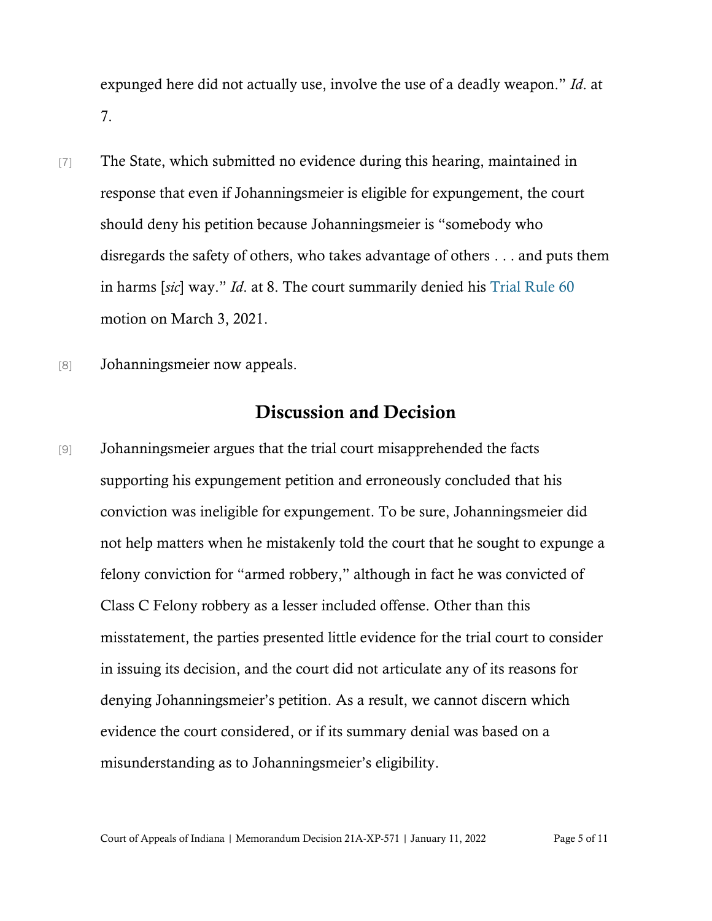expunged here did not actually use, involve the use of a deadly weapon." *Id*. at 7.

[7] The State, which submitted no evidence during this hearing, maintained in response that even if Johanningsmeier is eligible for expungement, the court should deny his petition because Johanningsmeier is "somebody who disregards the safety of others, who takes advantage of others . . . and puts them in harms [*sic*] way." *Id*. at 8. The court summarily denied his Trial Rule 60 motion on March 3, 2021.

[8] Johanningsmeier now appeals.

## Discussion and Decision

[9] Johanningsmeier argues that the trial court misapprehended the facts supporting his expungement petition and erroneously concluded that his conviction was ineligible for expungement. To be sure, Johanningsmeier did not help matters when he mistakenly told the court that he sought to expunge a felony conviction for "armed robbery," although in fact he was convicted of Class C Felony robbery as a lesser included offense. Other than this misstatement, the parties presented little evidence for the trial court to consider in issuing its decision, and the court did not articulate any of its reasons for denying Johanningsmeier's petition. As a result, we cannot discern which evidence the court considered, or if its summary denial was based on a misunderstanding as to Johanningsmeier's eligibility.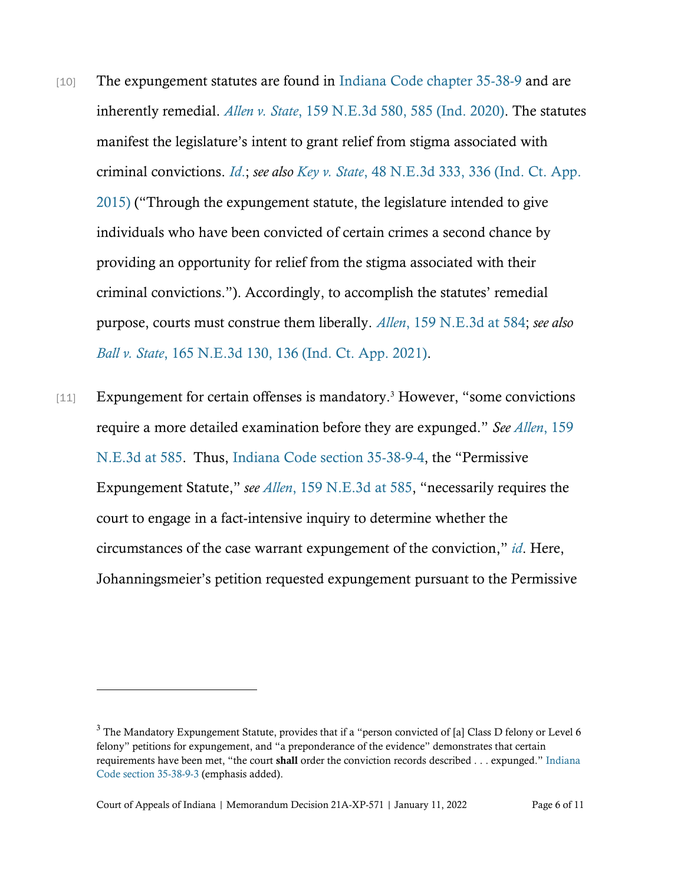[10] The expungement statutes are found in Indiana Code chapter 35-38-9 and are inherently remedial. *Allen v. State*, 159 N.E.3d 580, 585 (Ind. 2020). The statutes manifest the legislature's intent to grant relief from stigma associated with criminal convictions. *Id*.; *see also Key v. State*, 48 N.E.3d 333, 336 (Ind. Ct. App. 2015) ("Through the expungement statute, the legislature intended to give individuals who have been convicted of certain crimes a second chance by providing an opportunity for relief from the stigma associated with their criminal convictions."). Accordingly, to accomplish the statutes' remedial purpose, courts must construe them liberally. *Allen*, 159 N.E.3d at 584; *see also Ball v. State*, 165 N.E.3d 130, 136 (Ind. Ct. App. 2021).

[11] Expungement for certain offenses is mandatory.[3] However, "some convictions require a more detailed examination before they are expunged." *See Allen*, 159 N.E.3d at 585. Thus, Indiana Code section 35-38-9-4, the "Permissive Expungement Statute," *see Allen*, 159 N.E.3d at 585, "necessarily requires the court to engage in a fact-intensive inquiry to determine whether the circumstances of the case warrant expungement of the conviction," *id*. Here, Johanningsmeier's petition requested expungement pursuant to the Permissive

---

[3] The Mandatory Expungement Statute, provides that if a "person convicted of [a] Class D felony or Level 6 felony" petitions for expungement, and "a preponderance of the evidence" demonstrates that certain requirements have been met, "the court **shall** order the conviction records described . . . expunged." Indiana Code section 35-38-9-3 (emphasis added).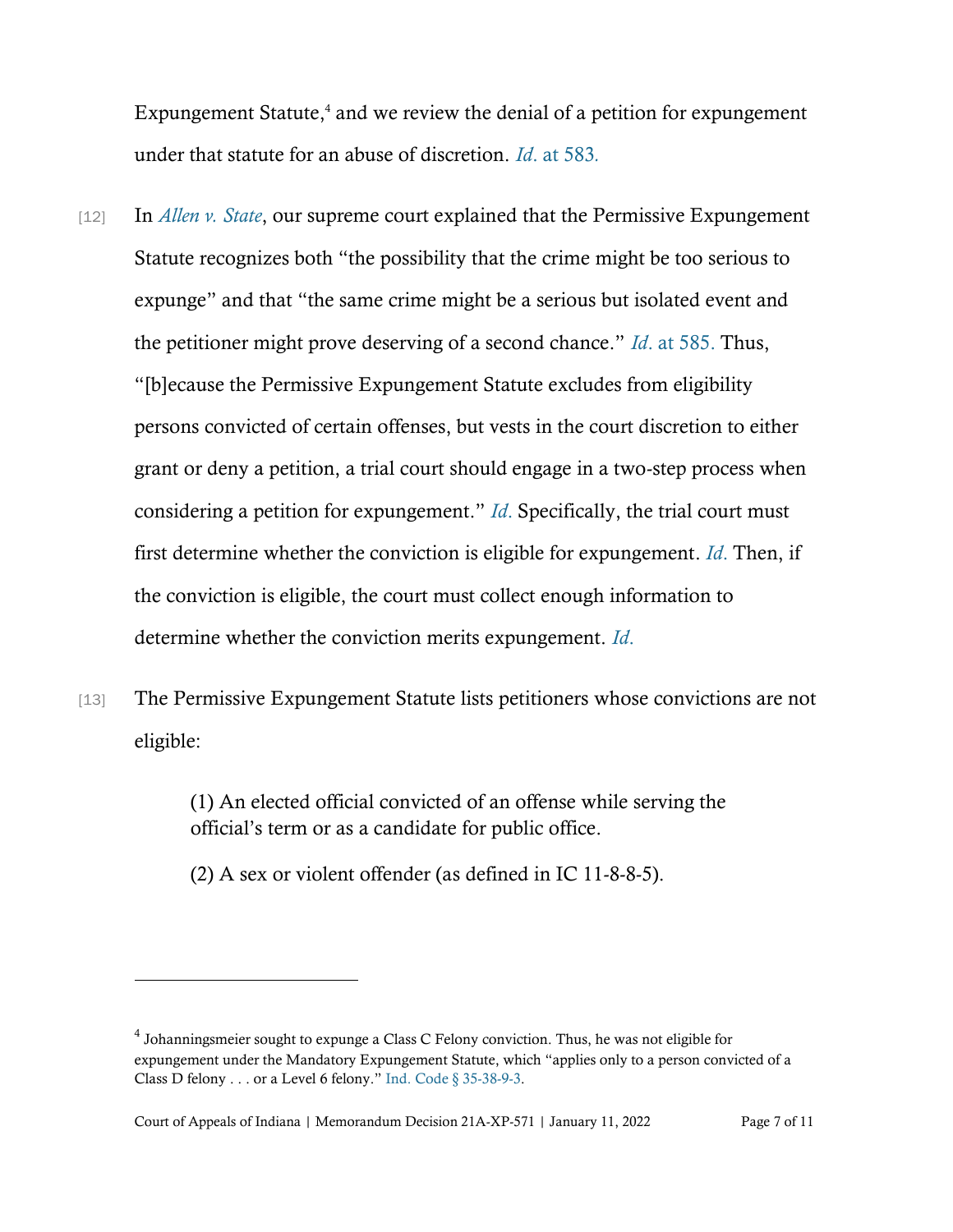Expungement Statute,[4] and we review the denial of a petition for expungement under that statute for an abuse of discretion. *Id.* at 583.

[12] In *Allen v. State*, our supreme court explained that the Permissive Expungement Statute recognizes both "the possibility that the crime might be too serious to expunge" and that "the same crime might be a serious but isolated event and the petitioner might prove deserving of a second chance." *Id.* at 585. Thus, "[b]ecause the Permissive Expungement Statute excludes from eligibility persons convicted of certain offenses, but vests in the court discretion to either grant or deny a petition, a trial court should engage in a two-step process when considering a petition for expungement." *Id.* Specifically, the trial court must first determine whether the conviction is eligible for expungement. *Id.* Then, if the conviction is eligible, the court must collect enough information to determine whether the conviction merits expungement. *Id.*

[13] The Permissive Expungement Statute lists petitioners whose convictions are not eligible:

> (1) An elected official convicted of an offense while serving the official's term or as a candidate for public office.
>
> (2) A sex or violent offender (as defined in IC 11-8-8-5).

---

[4] Johanningsmeier sought to expunge a Class C Felony conviction. Thus, he was not eligible for expungement under the Mandatory Expungement Statute, which "applies only to a person convicted of a Class D felony . . . or a Level 6 felony." Ind. Code § 35-38-9-3.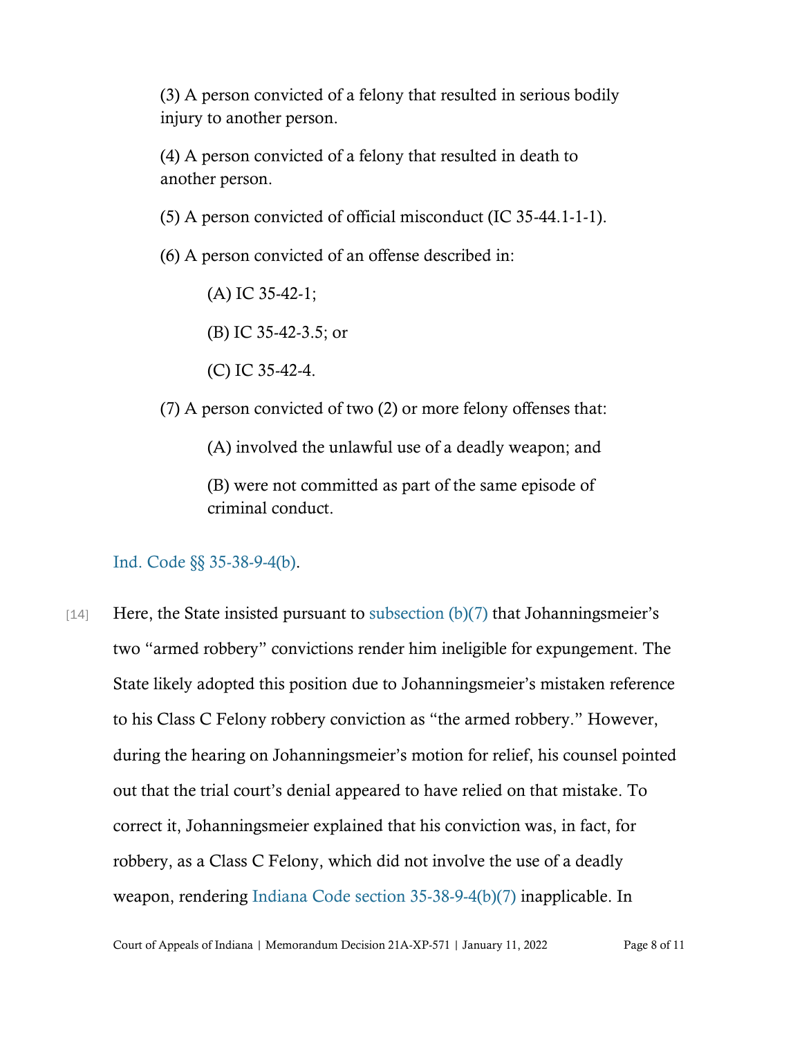> (3) A person convicted of a felony that resulted in serious bodily injury to another person.
>
> (4) A person convicted of a felony that resulted in death to another person.
>
> (5) A person convicted of official misconduct (IC 35-44.1-1-1).
>
> (6) A person convicted of an offense described in:
>
> > (A) IC 35-42-1;
> >
> > (B) IC 35-42-3.5; or
> >
> > (C) IC 35-42-4.
>
> (7) A person convicted of two (2) or more felony offenses that:
>
> > (A) involved the unlawful use of a deadly weapon; and
> >
> > (B) were not committed as part of the same episode of criminal conduct.

Ind. Code §§ 35-38-9-4(b).

[14] Here, the State insisted pursuant to subsection (b)(7) that Johanningsmeier's two "armed robbery" convictions render him ineligible for expungement. The State likely adopted this position due to Johanningsmeier's mistaken reference to his Class C Felony robbery conviction as "the armed robbery." However, during the hearing on Johanningsmeier's motion for relief, his counsel pointed out that the trial court's denial appeared to have relied on that mistake. To correct it, Johanningsmeier explained that his conviction was, in fact, for robbery, as a Class C Felony, which did not involve the use of a deadly weapon, rendering Indiana Code section 35-38-9-4(b)(7) inapplicable. In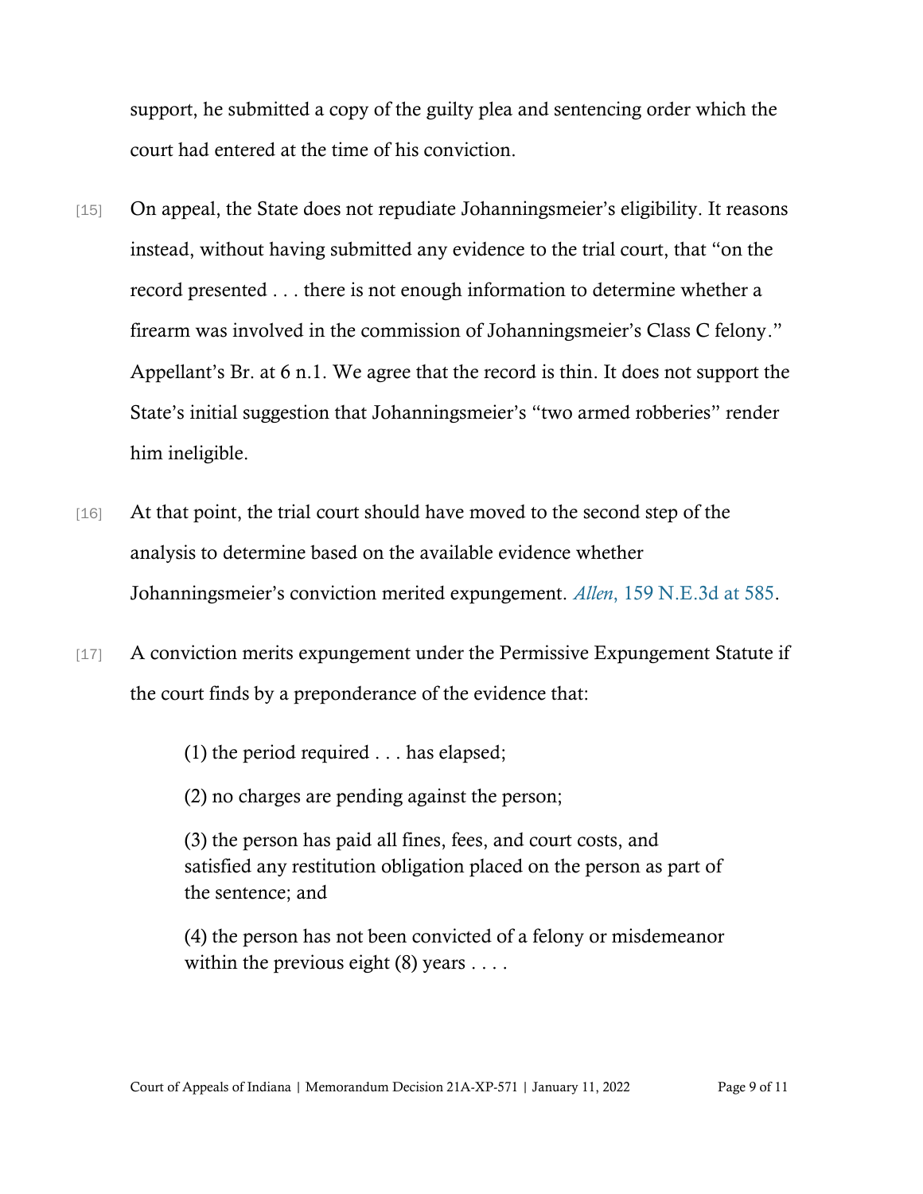support, he submitted a copy of the guilty plea and sentencing order which the court had entered at the time of his conviction.

[15] On appeal, the State does not repudiate Johanningsmeier's eligibility. It reasons instead, without having submitted any evidence to the trial court, that "on the record presented . . . there is not enough information to determine whether a firearm was involved in the commission of Johanningsmeier's Class C felony." Appellant's Br. at 6 n.1. We agree that the record is thin. It does not support the State's initial suggestion that Johanningsmeier's "two armed robberies" render him ineligible.

[16] At that point, the trial court should have moved to the second step of the analysis to determine based on the available evidence whether Johanningsmeier's conviction merited expungement. *Allen*, 159 N.E.3d at 585.

[17] A conviction merits expungement under the Permissive Expungement Statute if the court finds by a preponderance of the evidence that:

> (1) the period required . . . has elapsed;
>
> (2) no charges are pending against the person;
>
> (3) the person has paid all fines, fees, and court costs, and satisfied any restitution obligation placed on the person as part of the sentence; and
>
> (4) the person has not been convicted of a felony or misdemeanor within the previous eight (8) years . . . .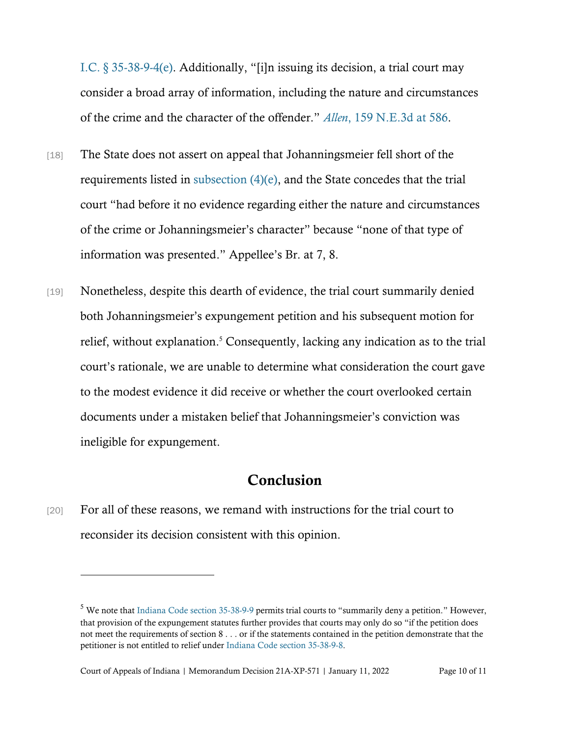I.C. § 35-38-9-4(e). Additionally, "[i]n issuing its decision, a trial court may consider a broad array of information, including the nature and circumstances of the crime and the character of the offender." *Allen*, 159 N.E.3d at 586.

[18] The State does not assert on appeal that Johanningsmeier fell short of the requirements listed in subsection (4)(e), and the State concedes that the trial court "had before it no evidence regarding either the nature and circumstances of the crime or Johanningsmeier's character" because "none of that type of information was presented." Appellee's Br. at 7, 8.

[19] Nonetheless, despite this dearth of evidence, the trial court summarily denied both Johanningsmeier's expungement petition and his subsequent motion for relief, without explanation.[5] Consequently, lacking any indication as to the trial court's rationale, we are unable to determine what consideration the court gave to the modest evidence it did receive or whether the court overlooked certain documents under a mistaken belief that Johanningsmeier's conviction was ineligible for expungement.

## Conclusion

[20] For all of these reasons, we remand with instructions for the trial court to reconsider its decision consistent with this opinion.

---

[5] We note that Indiana Code section 35-38-9-9 permits trial courts to "summarily deny a petition." However, that provision of the expungement statutes further provides that courts may only do so "if the petition does not meet the requirements of section 8 . . . or if the statements contained in the petition demonstrate that the petitioner is not entitled to relief under Indiana Code section 35-38-9-8.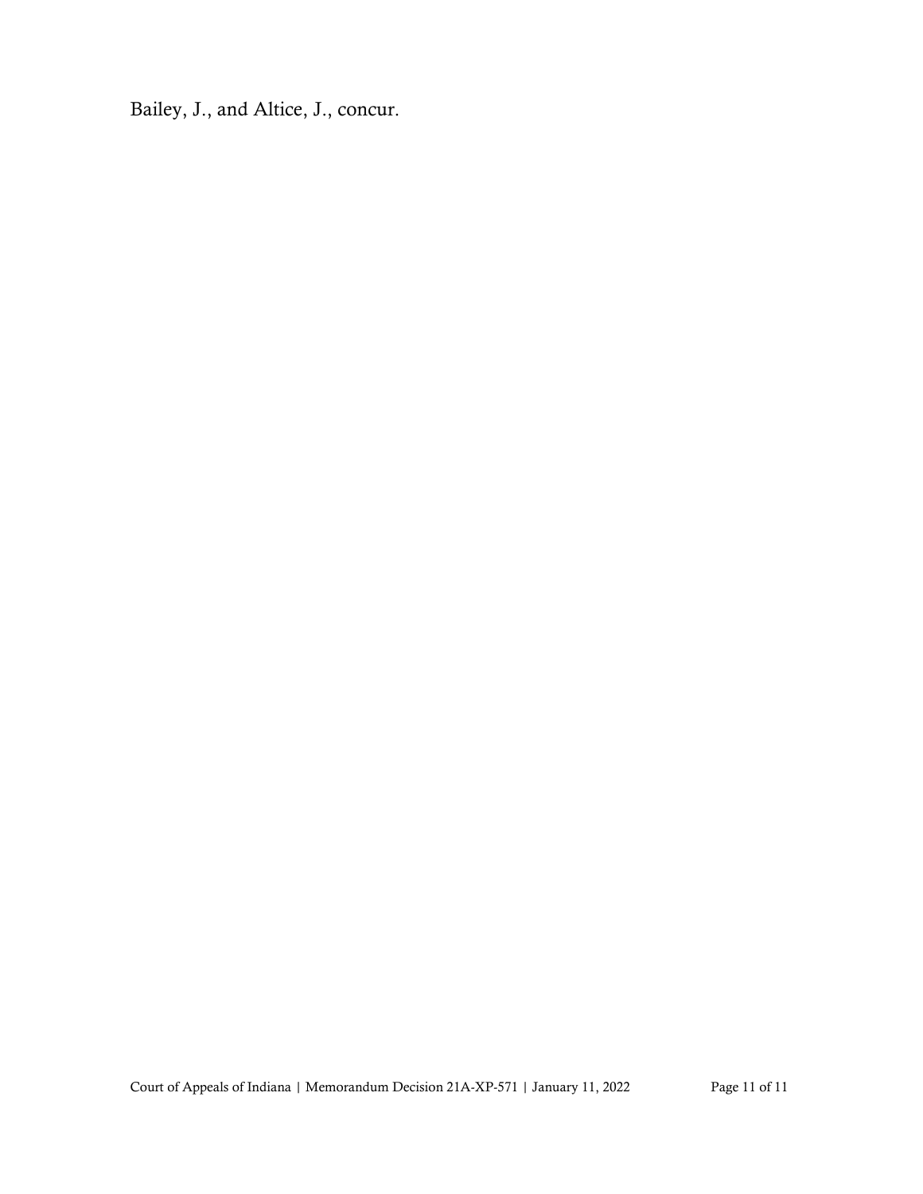Bailey, J., and Altice, J., concur.